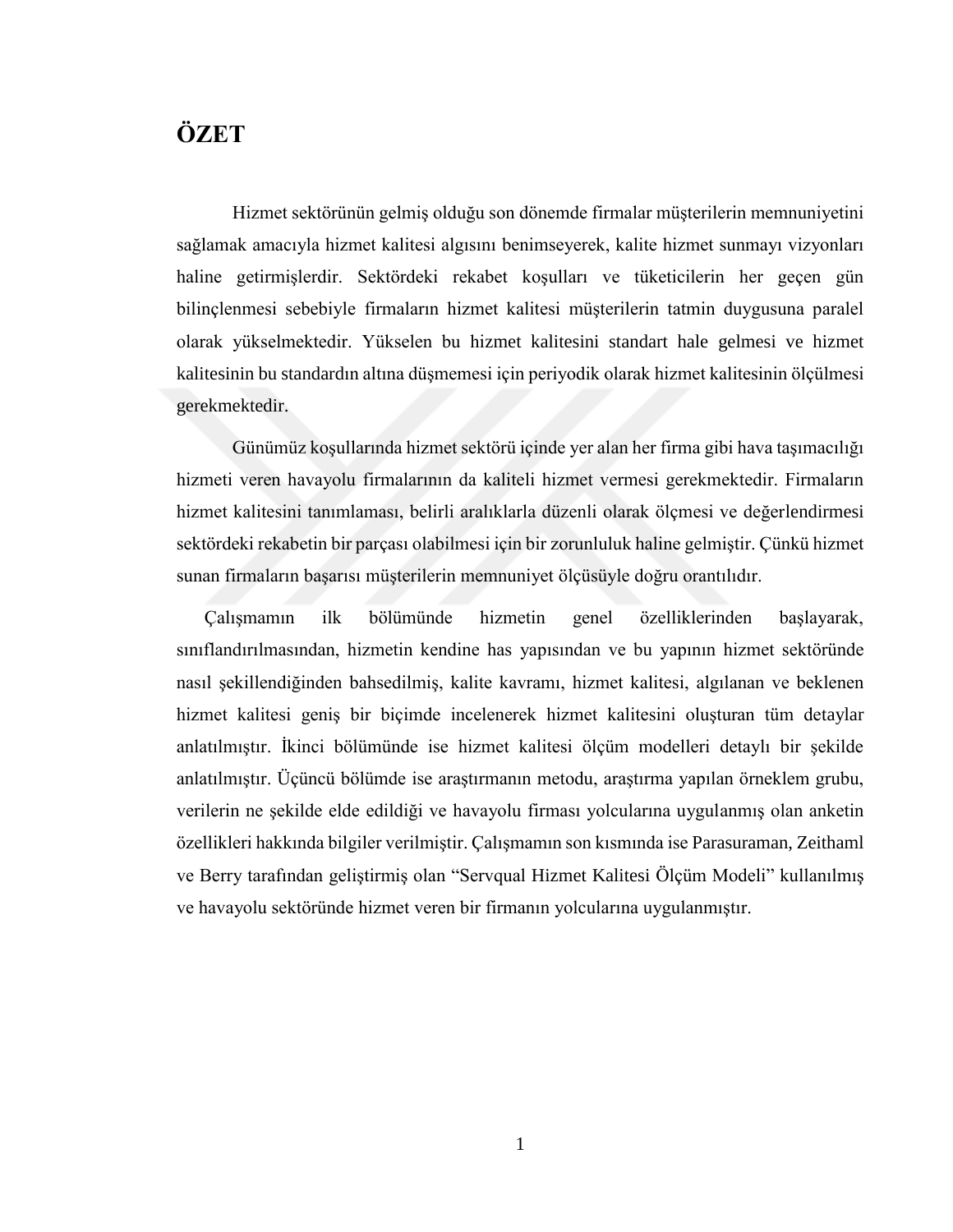# ÖZET

Hizmet sektörünün gelmiş olduğu son dönemde firmalar müşterilerin memnuniyetini sağlamak amacıyla hizmet kalitesi algısını benimseyerek, kalite hizmet sunmayı vizyonları haline getirmişlerdir. Sektördeki rekabet koşulları ve tüketicilerin her geçen gün bilinçlenmesi sebebiyle firmaların hizmet kalitesi müşterilerin tatmin duygusuna paralel olarak yükselmektedir. Yükselen bu hizmet kalitesini standart hale gelmesi ve hizmet kalitesinin bu standardın altına düşmemesi için periyodik olarak hizmet kalitesinin ölçülmesi gerekmektedir.

Günümüz koşullarında hizmet sektörü içinde yer alan her firma gibi hava taşımacılığı hizmeti veren havayolu firmalarının da kaliteli hizmet vermesi gerekmektedir. Firmaların hizmet kalitesini tanımlaması, belirli aralıklarla düzenli olarak ölçmesi ve değerlendirmesi sektördeki rekabetin bir parçası olabilmesi için bir zorunluluk haline gelmiştir. Çünkü hizmet sunan firmaların başarısı müşterilerin memnuniyet ölçüsüyle doğru orantılıdır.

Çalışmamın ilk bölümünde hizmetin genel özelliklerinden başlayarak, sınıflandırılmasından, hizmetin kendine has yapısından ve bu yapının hizmet sektöründe nasıl şekillendiğinden bahsedilmiş, kalite kavramı, hizmet kalitesi, algılanan ve beklenen hizmet kalitesi geniş bir biçimde incelenerek hizmet kalitesini oluşturan tüm detaylar anlatılmıştır. İkinci bölümünde ise hizmet kalitesi ölçüm modelleri detaylı bir şekilde anlatılmıştır. Üçüncü bölümde ise araştırmanın metodu, araştırma yapılan örneklem grubu, verilerin ne şekilde elde edildiği ve havayolu firması yolcularına uygulanmış olan anketin özellikleri hakkında bilgiler verilmiştir. Çalışmamın son kısmında ise Parasuraman, Zeithaml ve Berry tarafından geliştirmiş olan "Servqual Hizmet Kalitesi Ölçüm Modeli" kullanılmış ve havayolu sektöründe hizmet veren bir firmanın yolcularına uygulanmıştır.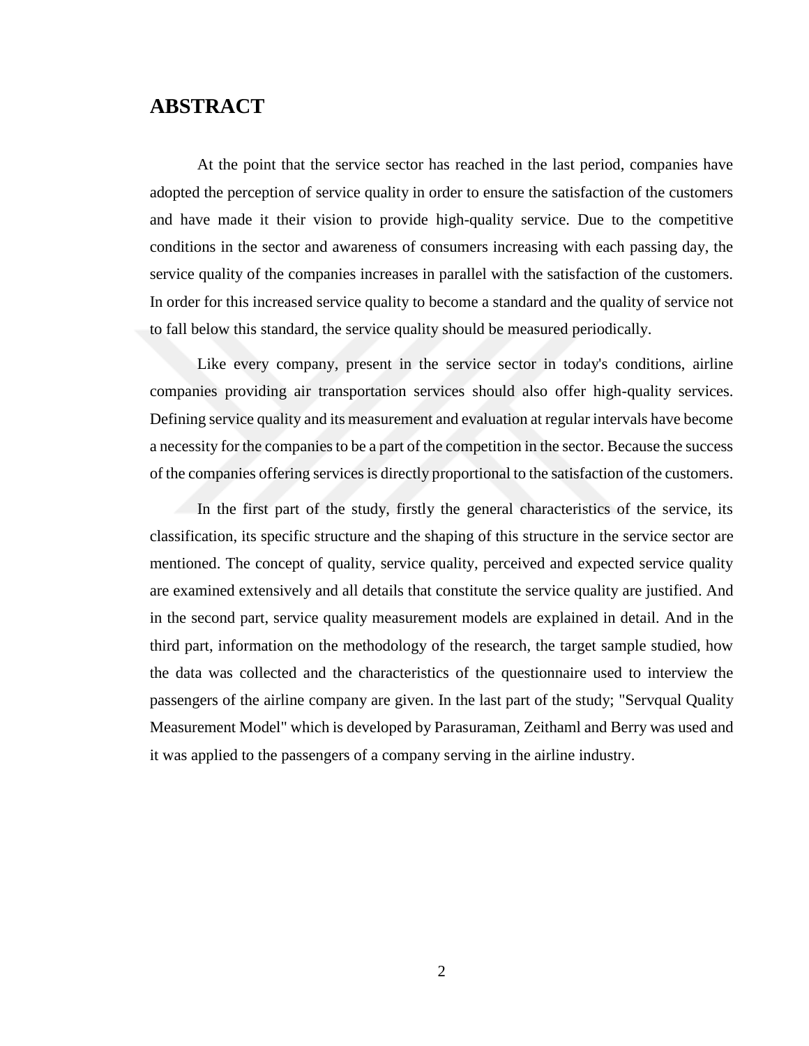# ABSTRACT

At the point that the service sector has reached in the last period, companies have adopted the perception of service quality in order to ensure the satisfaction of the customers and have made it their vision to provide high-quality service. Due to the competitive conditions in the sector and awareness of consumers increasing with each passing day, the service quality of the companies increases in parallel with the satisfaction of the customers. In order for this increased service quality to become a standard and the quality of service not to fall below this standard, the service quality should be measured periodically.

Like every company, present in the service sector in today's conditions, airline companies providing air transportation services should also offer high-quality services. Defining service quality and its measurement and evaluation at regular intervals have become a necessity for the companies to be a part of the competition in the sector. Because the success of the companies offering services is directly proportional to the satisfaction of the customers.

In the first part of the study, firstly the general characteristics of the service, its classification, its specific structure and the shaping of this structure in the service sector are mentioned. The concept of quality, service quality, perceived and expected service quality are examined extensively and all details that constitute the service quality are justified. And in the second part, service quality measurement models are explained in detail. And in the third part, information on the methodology of the research, the target sample studied, how the data was collected and the characteristics of the questionnaire used to interview the passengers of the airline company are given. In the last part of the study; "Servqual Quality Measurement Model" which is developed by Parasuraman, Zeithaml and Berry was used and it was applied to the passengers of a company serving in the airline industry.